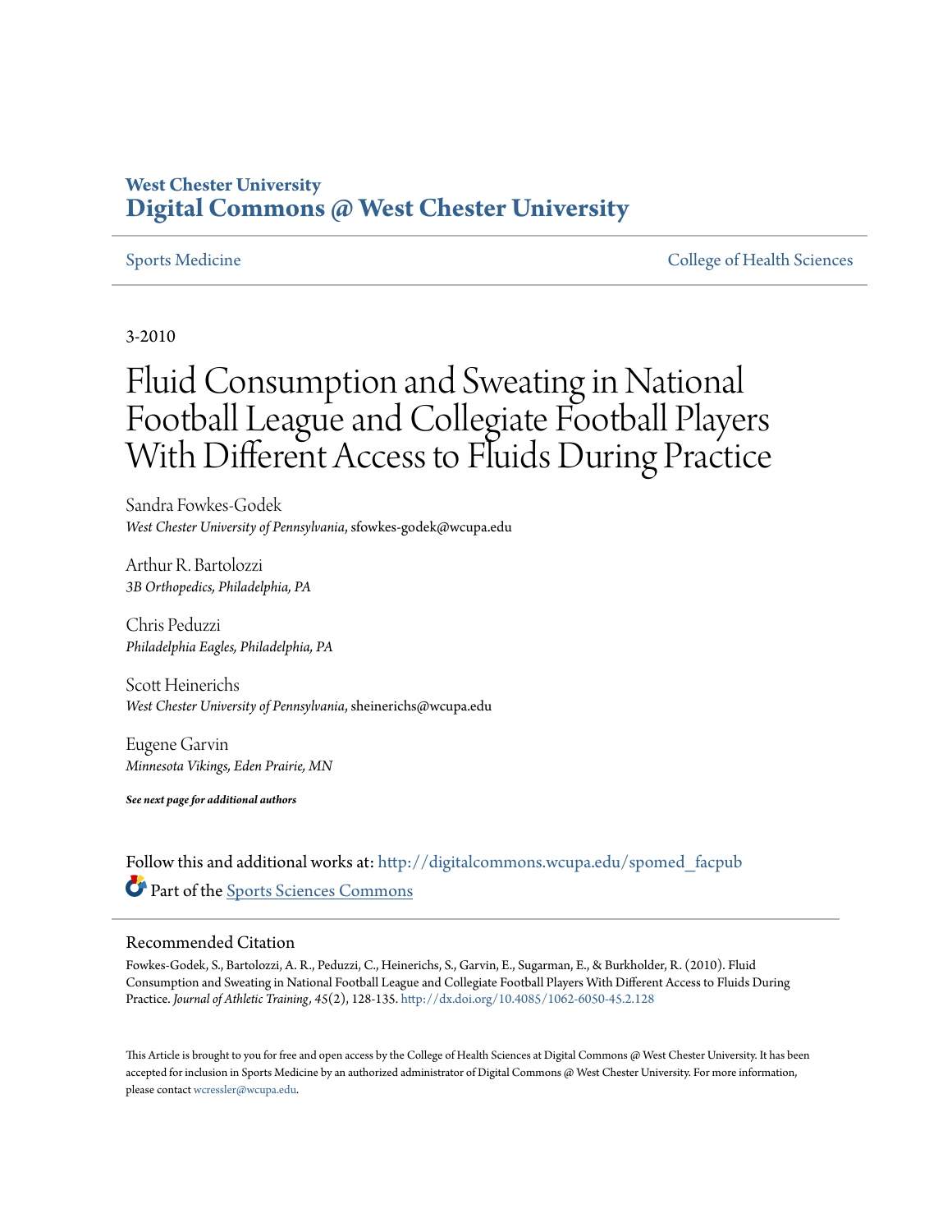# West Chester University
# Digital Commons @ West Chester University

Sports Medicine | College of Health Sciences

3-2010

# Fluid Consumption and Sweating in National Football League and Collegiate Football Players With Different Access to Fluids During Practice

Sandra Fowkes-Godek
*West Chester University of Pennsylvania*, sfowkes-godek@wcupa.edu

Arthur R. Bartolozzi
*3B Orthopedics, Philadelphia, PA*

Chris Peduzzi
*Philadelphia Eagles, Philadelphia, PA*

Scott Heinerichs
*West Chester University of Pennsylvania*, sheinerichs@wcupa.edu

Eugene Garvin
*Minnesota Vikings, Eden Prairie, MN*

***See next page for additional authors***

Follow this and additional works at: http://digitalcommons.wcupa.edu/spomed_facpub

Part of the Sports Sciences Commons

## Recommended Citation

Fowkes-Godek, S., Bartolozzi, A. R., Peduzzi, C., Heinerichs, S., Garvin, E., Sugarman, E., & Burkholder, R. (2010). Fluid Consumption and Sweating in National Football League and Collegiate Football Players With Different Access to Fluids During Practice. *Journal of Athletic Training, 45*(2), 128-135. http://dx.doi.org/10.4085/1062-6050-45.2.128

This Article is brought to you for free and open access by the College of Health Sciences at Digital Commons @ West Chester University. It has been accepted for inclusion in Sports Medicine by an authorized administrator of Digital Commons @ West Chester University. For more information, please contact wcressler@wcupa.edu.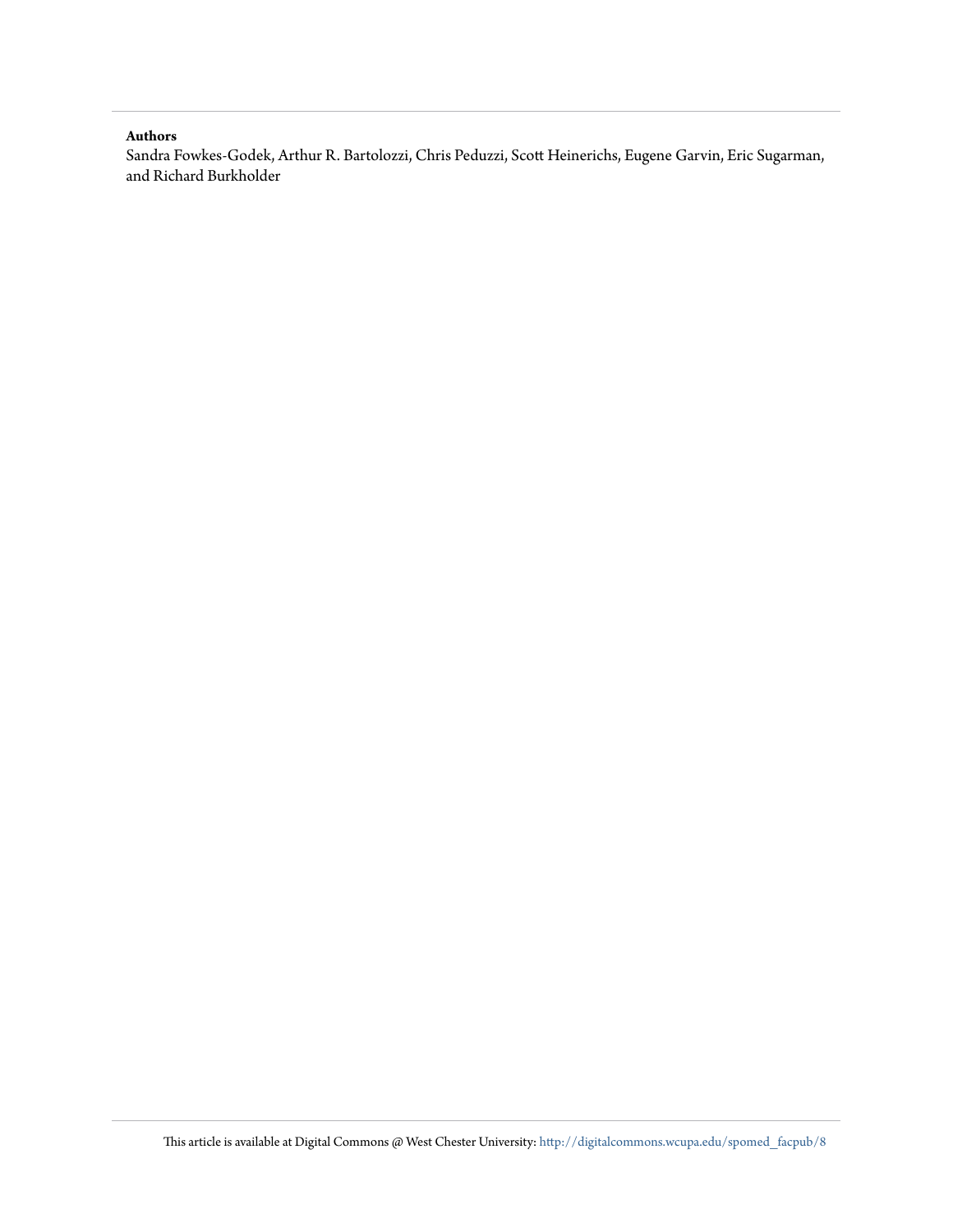**Authors**

Sandra Fowkes-Godek, Arthur R. Bartolozzi, Chris Peduzzi, Scott Heinerichs, Eugene Garvin, Eric Sugarman, and Richard Burkholder

This article is available at Digital Commons @ West Chester University: http://digitalcommons.wcupa.edu/spomed_facpub/8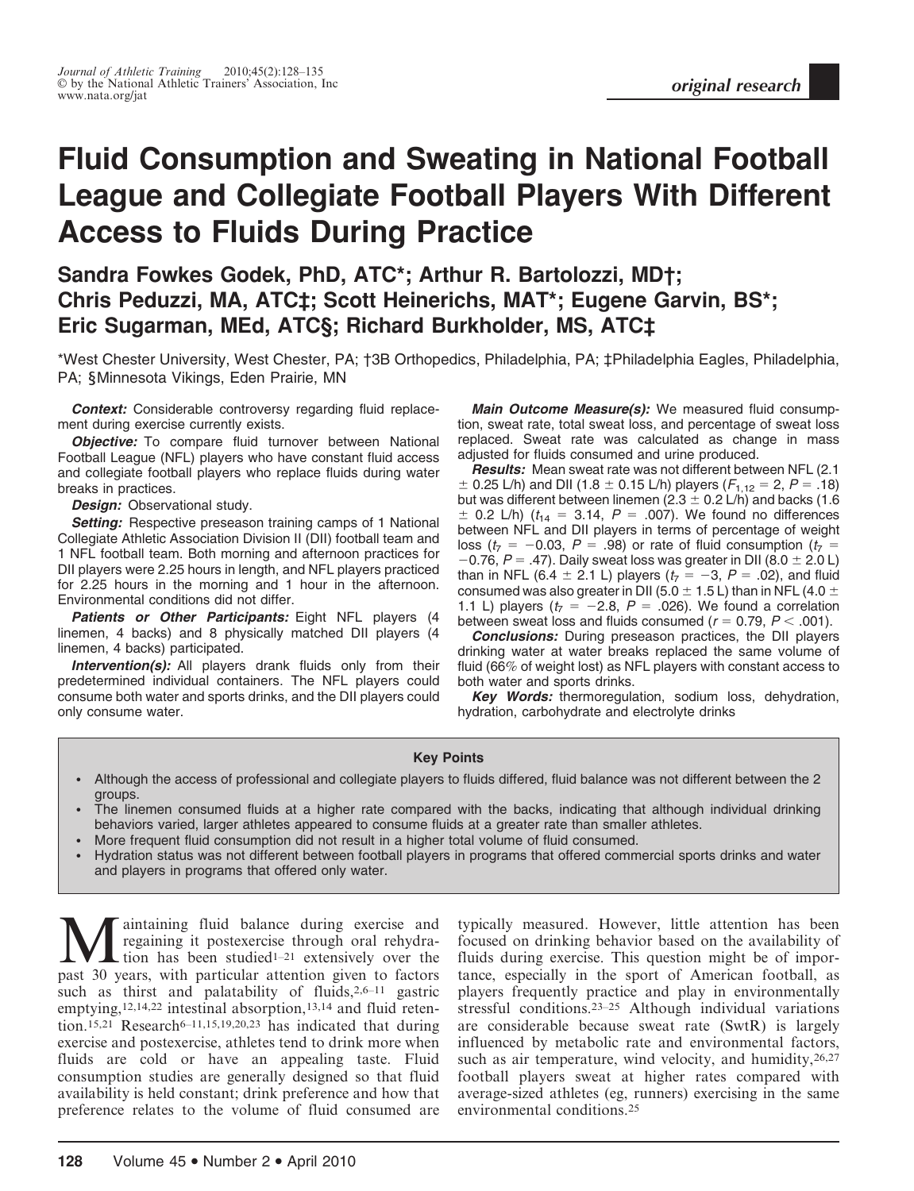# Fluid Consumption and Sweating in National Football League and Collegiate Football Players With Different Access to Fluids During Practice

**Sandra Fowkes Godek, PhD, ATC*; Arthur R. Bartolozzi, MD†; Chris Peduzzi, MA, ATC‡; Scott Heinerichs, MAT*; Eugene Garvin, BS*; Eric Sugarman, MEd, ATC§; Richard Burkholder, MS, ATC‡**

*West Chester University, West Chester, PA; †3B Orthopedics, Philadelphia, PA; ‡Philadelphia Eagles, Philadelphia, PA; §Minnesota Vikings, Eden Prairie, MN

***Context:*** Considerable controversy regarding fluid replacement during exercise currently exists.

***Objective:*** To compare fluid turnover between National Football League (NFL) players who have constant fluid access and collegiate football players who replace fluids during water breaks in practices.

***Design:*** Observational study.

***Setting:*** Respective preseason training camps of 1 National Collegiate Athletic Association Division II (DII) football team and 1 NFL football team. Both morning and afternoon practices for DII players were 2.25 hours in length, and NFL players practiced for 2.25 hours in the morning and 1 hour in the afternoon. Environmental conditions did not differ.

***Patients or Other Participants:*** Eight NFL players (4 linemen, 4 backs) and 8 physically matched DII players (4 linemen, 4 backs) participated.

***Intervention(s):*** All players drank fluids only from their predetermined individual containers. The NFL players could consume both water and sports drinks, and the DII players could only consume water.

***Main Outcome Measure(s):*** We measured fluid consumption, sweat rate, total sweat loss, and percentage of sweat loss replaced. Sweat rate was calculated as change in mass adjusted for fluids consumed and urine produced.

***Results:*** Mean sweat rate was not different between NFL (2.1 ± 0.25 L/h) and DII (1.8 ± 0.15 L/h) players ($F_{1,12} = 2$, $P = .18$) but was different between linemen (2.3 ± 0.2 L/h) and backs (1.6 ± 0.2 L/h) ($t_{14} = 3.14$, $P = .007$). We found no differences between NFL and DII players in terms of percentage of weight loss ($t_7 = -0.03$, $P = .98$) or rate of fluid consumption ($t_7 = -0.76$, $P = .47$). Daily sweat loss was greater in DII (8.0 ± 2.0 L) than in NFL (6.4 ± 2.1 L) players ($t_7 = -3$, $P = .02$), and fluid consumed was also greater in DII (5.0 ± 1.5 L) than in NFL (4.0 ± 1.1 L) players ($t_7 = -2.8$, $P = .026$). We found a correlation between sweat loss and fluids consumed ($r = 0.79$, $P < .001$).

***Conclusions:*** During preseason practices, the DII players drinking water at water breaks replaced the same volume of fluid (66% of weight lost) as NFL players with constant access to both water and sports drinks.

***Key Words:*** thermoregulation, sodium loss, dehydration, hydration, carbohydrate and electrolyte drinks

**Key Points**

- Although the access of professional and collegiate players to fluids differed, fluid balance was not different between the 2 groups.
- The linemen consumed fluids at a higher rate compared with the backs, indicating that although individual drinking behaviors varied, larger athletes appeared to consume fluids at a greater rate than smaller athletes.
- More frequent fluid consumption did not result in a higher total volume of fluid consumed.
- Hydration status was not different between football players in programs that offered commercial sports drinks and water and players in programs that offered only water.

Maintaining fluid balance during exercise and regaining it postexercise through oral rehydration has been studied[1–21] extensively over the past 30 years, with particular attention given to factors such as thirst and palatability of fluids,[2,6–11] gastric emptying,[12,14,22] intestinal absorption,[13,14] and fluid retention.[15,21] Research[6–11,15,19,20,23] has indicated that during exercise and postexercise, athletes tend to drink more when fluids are cold or have an appealing taste. Fluid consumption studies are generally designed so that fluid availability is held constant; drink preference and how that preference relates to the volume of fluid consumed are typically measured. However, little attention has been focused on drinking behavior based on the availability of fluids during exercise. This question might be of importance, especially in the sport of American football, as players frequently practice and play in environmentally stressful conditions.[23–25] Although individual variations are considerable because sweat rate (SwtR) is largely influenced by metabolic rate and environmental factors, such as air temperature, wind velocity, and humidity,[26,27] football players sweat at higher rates compared with average-sized athletes (eg, runners) exercising in the same environmental conditions.[25]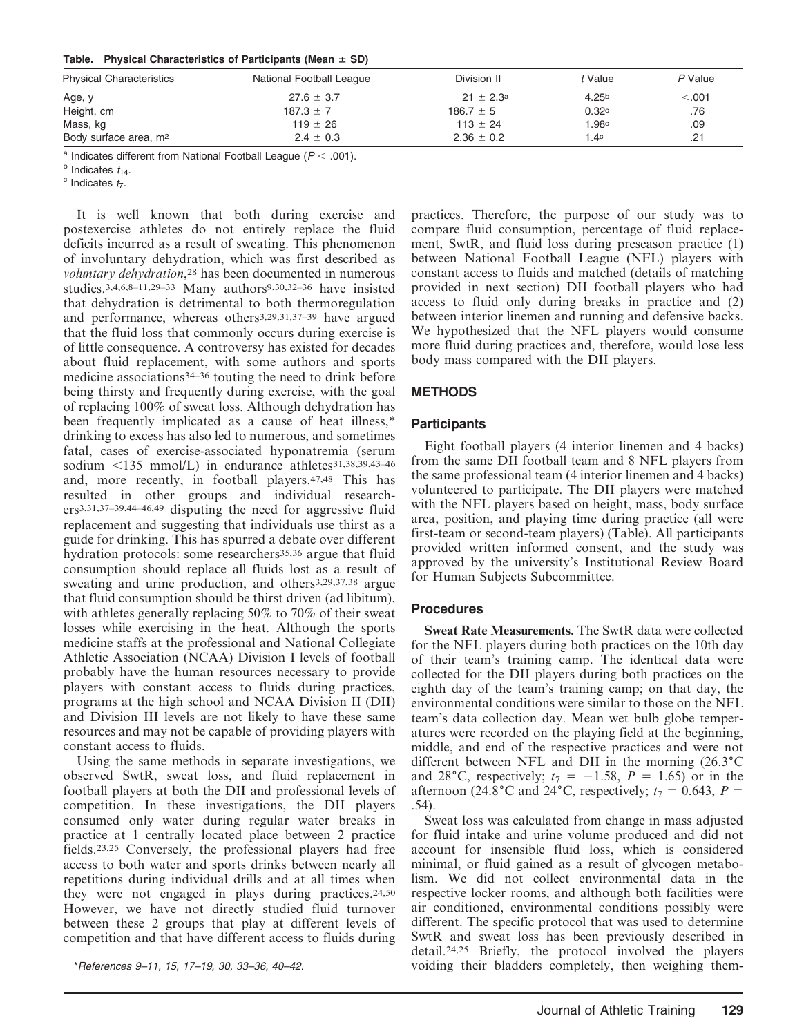**Table. Physical Characteristics of Participants (Mean ± SD)**

| Physical Characteristics | National Football League | Division II | *t* Value | *P* Value |
|---|---|---|---|---|
| Age, y | 27.6 ± 3.7 | 21 ± 2.3[a] | 4.25[b] | <.001 |
| Height, cm | 187.3 ± 7 | 186.7 ± 5 | 0.32[c] | .76 |
| Mass, kg | 119 ± 26 | 113 ± 24 | 1.98[c] | .09 |
| Body surface area, $m^2$ | 2.4 ± 0.3 | 2.36 ± 0.2 | 1.4[c] | .21 |

[a] Indicates different from National Football League ($P < .001$).
[b] Indicates $t_{14}$.
[c] Indicates $t_7$.

It is well known that both during exercise and postexercise athletes do not entirely replace the fluid deficits incurred as a result of sweating. This phenomenon of involuntary dehydration, which was first described as *voluntary dehydration*,[28] has been documented in numerous studies.[3,4,6,8–11,29–33] Many authors[9,30,32–36] have insisted that dehydration is detrimental to both thermoregulation and performance, whereas others[3,29,31,37–39] have argued that the fluid loss that commonly occurs during exercise is of little consequence. A controversy has existed for decades about fluid replacement, with some authors and sports medicine associations[34–36] touting the need to drink before being thirsty and frequently during exercise, with the goal of replacing 100% of sweat loss. Although dehydration has been frequently implicated as a cause of heat illness,* drinking to excess has also led to numerous, and sometimes fatal, cases of exercise-associated hyponatremia (serum sodium <135 mmol/L) in endurance athletes[31,38,39,43–46] and, more recently, in football players.[47,48] This has resulted in other groups and individual researchers[3,31,37–39,44–46,49] disputing the need for aggressive fluid replacement and suggesting that individuals use thirst as a guide for drinking. This has spurred a debate over different hydration protocols: some researchers[35,36] argue that fluid consumption should replace all fluids lost as a result of sweating and urine production, and others[3,29,37,38] argue that fluid consumption should be thirst driven (ad libitum), with athletes generally replacing 50% to 70% of their sweat losses while exercising in the heat. Although the sports medicine staffs at the professional and National Collegiate Athletic Association (NCAA) Division I levels of football probably have the human resources necessary to provide players with constant access to fluids during practices, programs at the high school and NCAA Division II (DII) and Division III levels are not likely to have these same resources and may not be capable of providing players with constant access to fluids.

Using the same methods in separate investigations, we observed SwtR, sweat loss, and fluid replacement in football players at both the DII and professional levels of competition. In these investigations, the DII players consumed only water during regular water breaks in practice at 1 centrally located place between 2 practice fields.[23,25] Conversely, the professional players had free access to both water and sports drinks between nearly all repetitions during individual drills and at all times when they were not engaged in plays during practices.[24,50] However, we have not directly studied fluid turnover between these 2 groups that play at different levels of competition and that have different access to fluids during practices. Therefore, the purpose of our study was to compare fluid consumption, percentage of fluid replacement, SwtR, and fluid loss during preseason practice (1) between National Football League (NFL) players with constant access to fluids and matched (details of matching provided in next section) DII football players who had access to fluid only during breaks in practice and (2) between interior linemen and running and defensive backs. We hypothesized that the NFL players would consume more fluid during practices and, therefore, would lose less body mass compared with the DII players.

\*References 9–11, 15, 17–19, 30, 33–36, 40–42.

## METHODS

### Participants

Eight football players (4 interior linemen and 4 backs) from the same DII football team and 8 NFL players from the same professional team (4 interior linemen and 4 backs) volunteered to participate. The DII players were matched with the NFL players based on height, mass, body surface area, position, and playing time during practice (all were first-team or second-team players) (Table). All participants provided written informed consent, and the study was approved by the university's Institutional Review Board for Human Subjects Subcommittee.

### Procedures

**Sweat Rate Measurements.** The SwtR data were collected for the NFL players during both practices on the 10th day of their team's training camp. The identical data were collected for the DII players during both practices on the eighth day of the team's training camp; on that day, the environmental conditions were similar to those on the NFL team's data collection day. Mean wet bulb globe temperatures were recorded on the playing field at the beginning, middle, and end of the respective practices and were not different between NFL and DII in the morning (26.3°C and 28°C, respectively; $t_7 = -1.58$, $P = 1.65$) or in the afternoon (24.8°C and 24°C, respectively; $t_7 = 0.643$, $P = .54$).

Sweat loss was calculated from change in mass adjusted for fluid intake and urine volume produced and did not account for insensible fluid loss, which is considered minimal, or fluid gained as a result of glycogen metabolism. We did not collect environmental data in the respective locker rooms, and although both facilities were air conditioned, environmental conditions possibly were different. The specific protocol that was used to determine SwtR and sweat loss has been previously described in detail.[24,25] Briefly, the protocol involved the players voiding their bladders completely, then weighing them-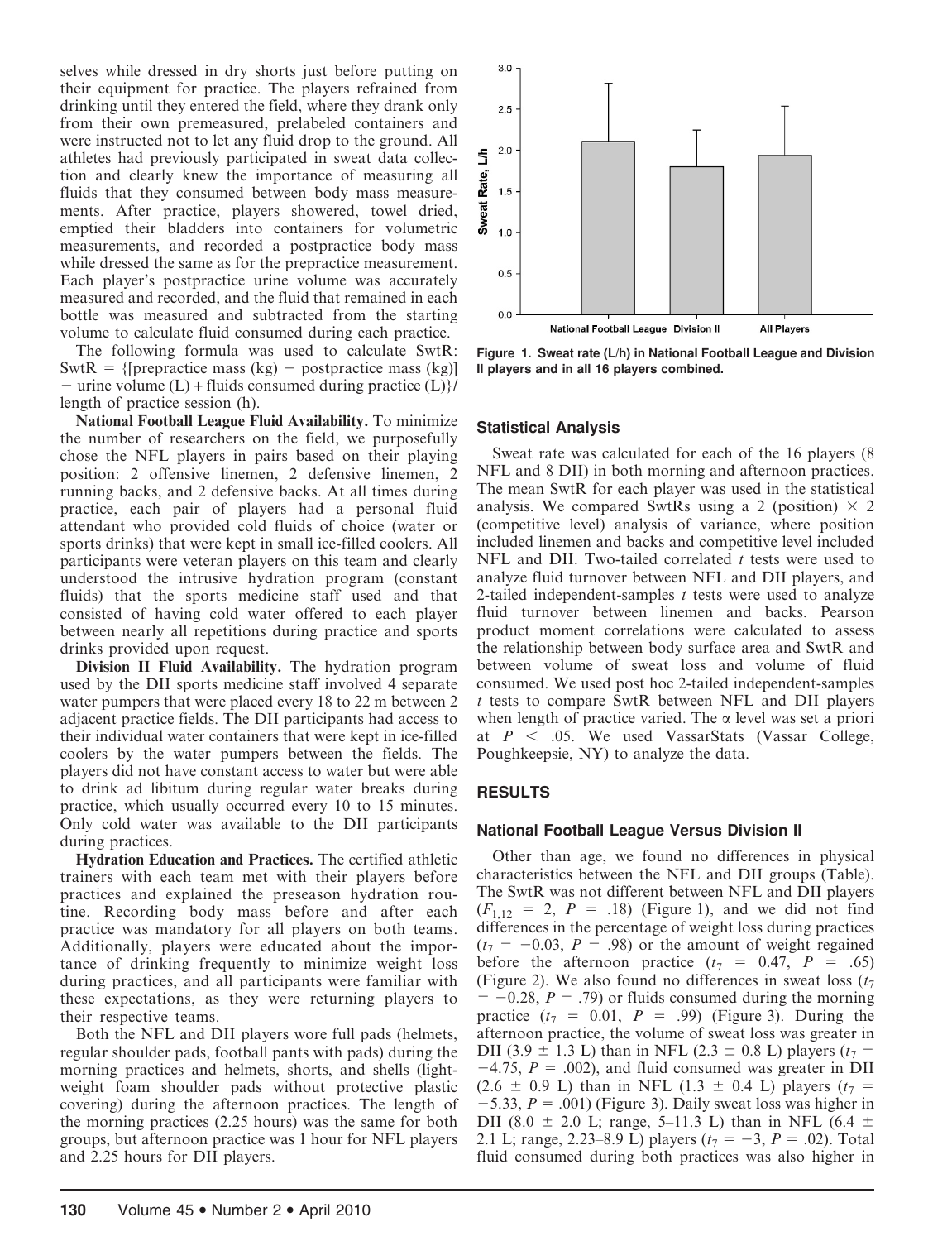selves while dressed in dry shorts just before putting on their equipment for practice. The players refrained from drinking until they entered the field, where they drank only from their own premeasured, prelabeled containers and were instructed not to let any fluid drop to the ground. All athletes had previously participated in sweat data collection and clearly knew the importance of measuring all fluids that they consumed between body mass measurements. After practice, players showered, towel dried, emptied their bladders into containers for volumetric measurements, and recorded a postpractice body mass while dressed the same as for the prepractice measurement. Each player's postpractice urine volume was accurately measured and recorded, and the fluid that remained in each bottle was measured and subtracted from the starting volume to calculate fluid consumed during each practice.

The following formula was used to calculate SwtR: SwtR = {[prepractice mass (kg) − postpractice mass (kg)] − urine volume (L) + fluids consumed during practice (L)}/length of practice session (h).

**National Football League Fluid Availability.** To minimize the number of researchers on the field, we purposefully chose the NFL players in pairs based on their playing position: 2 offensive linemen, 2 defensive linemen, 2 running backs, and 2 defensive backs. At all times during practice, each pair of players had a personal fluid attendant who provided cold fluids of choice (water or sports drinks) that were kept in small ice-filled coolers. All participants were veteran players on this team and clearly understood the intrusive hydration program (constant fluids) that the sports medicine staff used and that consisted of having cold water offered to each player between nearly all repetitions during practice and sports drinks provided upon request.

**Division II Fluid Availability.** The hydration program used by the DII sports medicine staff involved 4 separate water pumpers that were placed every 18 to 22 m between 2 adjacent practice fields. The DII participants had access to their individual water containers that were kept in ice-filled coolers by the water pumpers between the fields. The players did not have constant access to water but were able to drink ad libitum during regular water breaks during practice, which usually occurred every 10 to 15 minutes. Only cold water was available to the DII participants during practices.

**Hydration Education and Practices.** The certified athletic trainers with each team met with their players before practices and explained the preseason hydration routine. Recording body mass before and after each practice was mandatory for all players on both teams. Additionally, players were educated about the importance of drinking frequently to minimize weight loss during practices, and all participants were familiar with these expectations, as they were returning players to their respective teams.

Both the NFL and DII players wore full pads (helmets, regular shoulder pads, football pants with pads) during the morning practices and helmets, shorts, and shells (lightweight foam shoulder pads without protective plastic covering) during the afternoon practices. The length of the morning practices (2.25 hours) was the same for both groups, but afternoon practice was 1 hour for NFL players and 2.25 hours for DII players.

3.0
2.5
2.0
1.5
1.0
0.5
0.0
Sweat Rate, L/h
National Football League
Division II
All Players

**Figure 1. Sweat rate (L/h) in National Football League and Division II players and in all 16 players combined.**

## Statistical Analysis

Sweat rate was calculated for each of the 16 players (8 NFL and 8 DII) in both morning and afternoon practices. The mean SwtR for each player was used in the statistical analysis. We compared SwtRs using a 2 (position) × 2 (competitive level) analysis of variance, where position included linemen and backs and competitive level included NFL and DII. Two-tailed correlated $t$ tests were used to analyze fluid turnover between NFL and DII players, and 2-tailed independent-samples $t$ tests were used to analyze fluid turnover between linemen and backs. Pearson product moment correlations were calculated to assess the relationship between body surface area and SwtR and between volume of sweat loss and volume of fluid consumed. We used post hoc 2-tailed independent-samples $t$ tests to compare SwtR between NFL and DII players when length of practice varied. The α level was set a priori at $P < .05$. We used VassarStats (Vassar College, Poughkeepsie, NY) to analyze the data.

## RESULTS

### National Football League Versus Division II

Other than age, we found no differences in physical characteristics between the NFL and DII groups (Table). The SwtR was not different between NFL and DII players ($F_{1,12} = 2$, $P = .18$) (Figure 1), and we did not find differences in the percentage of weight loss during practices ($t_7 = -0.03$, $P = .98$) or the amount of weight regained before the afternoon practice ($t_7 = 0.47$, $P = .65$) (Figure 2). We also found no differences in sweat loss ($t_7 = -0.28$, $P = .79$) or fluids consumed during the morning practice ($t_7 = 0.01$, $P = .99$) (Figure 3). During the afternoon practice, the volume of sweat loss was greater in DII (3.9 ± 1.3 L) than in NFL (2.3 ± 0.8 L) players ($t_7 = -4.75$, $P = .002$), and fluid consumed was greater in DII (2.6 ± 0.9 L) than in NFL (1.3 ± 0.4 L) players ($t_7 = -5.33$, $P = .001$) (Figure 3). Daily sweat loss was higher in DII (8.0 ± 2.0 L; range, 5–11.3 L) than in NFL (6.4 ± 2.1 L; range, 2.23–8.9 L) players ($t_7 = -3$, $P = .02$). Total fluid consumed during both practices was also higher in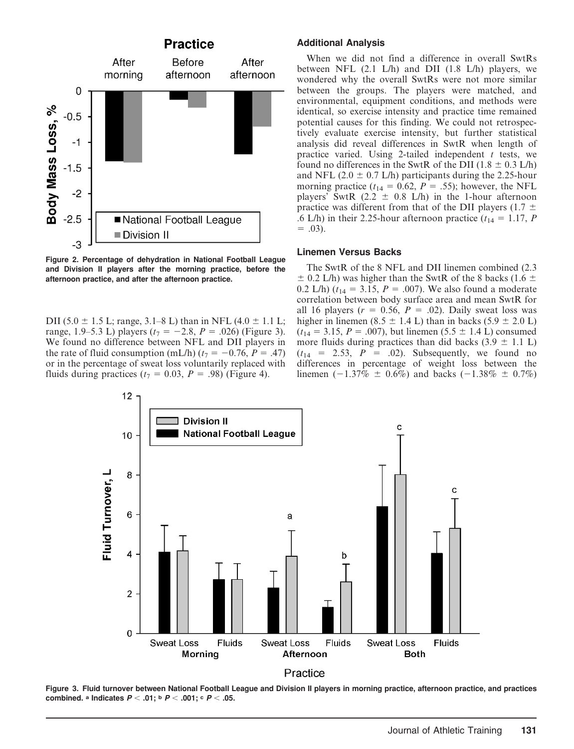Figure 2. Percentage of dehydration in National Football League and Division II players after the morning practice, before the afternoon practice, and after the afternoon practice.

DII (5.0 ± 1.5 L; range, 3.1–8 L) than in NFL (4.0 ± 1.1 L; range, 1.9–5.3 L) players ($t_7 = -2.8$, $P = .026$) (Figure 3). We found no difference between NFL and DII players in the rate of fluid consumption (mL/h) ($t_7 = -0.76$, $P = .47$) or in the percentage of sweat loss voluntarily replaced with fluids during practices ($t_7 = 0.03$, $P = .98$) (Figure 4).

### Additional Analysis

When we did not find a difference in overall SwtRs between NFL (2.1 L/h) and DII (1.8 L/h) players, we wondered why the overall SwtRs were not more similar between the groups. The players were matched, and environmental, equipment conditions, and methods were identical, so exercise intensity and practice time remained potential causes for this finding. We could not retrospectively evaluate exercise intensity, but further statistical analysis did reveal differences in SwtR when length of practice varied. Using 2-tailed independent *t* tests, we found no differences in the SwtR of the DII (1.8 ± 0.3 L/h) and NFL (2.0 ± 0.7 L/h) participants during the 2.25-hour morning practice ($t_{14} = 0.62$, $P = .55$); however, the NFL players' SwtR (2.2 ± 0.8 L/h) in the 1-hour afternoon practice was different from that of the DII players (1.7 ± .6 L/h) in their 2.25-hour afternoon practice ($t_{14} = 1.17$, $P = .03$).

### Linemen Versus Backs

The SwtR of the 8 NFL and DII linemen combined (2.3 ± 0.2 L/h) was higher than the SwtR of the 8 backs (1.6 ± 0.2 L/h) ($t_{14} = 3.15$, $P = .007$). We also found a moderate correlation between body surface area and mean SwtR for all 16 players ($r = 0.56$, $P = .02$). Daily sweat loss was higher in linemen (8.5 ± 1.4 L) than in backs (5.9 ± 2.0 L) ($t_{14} = 3.15$, $P = .007$), but linemen (5.5 ± 1.4 L) consumed more fluids during practices than did backs (3.9 ± 1.1 L) ($t_{14} = 2.53$, $P = .02$). Subsequently, we found no differences in percentage of weight loss between the linemen (−1.37% ± 0.6%) and backs (−1.38% ± 0.7%)

Figure 3. Fluid turnover between National Football League and Division II players in morning practice, afternoon practice, and practices combined. [a] Indicates $P < .01$; [b] $P < .001$; [c] $P < .05$.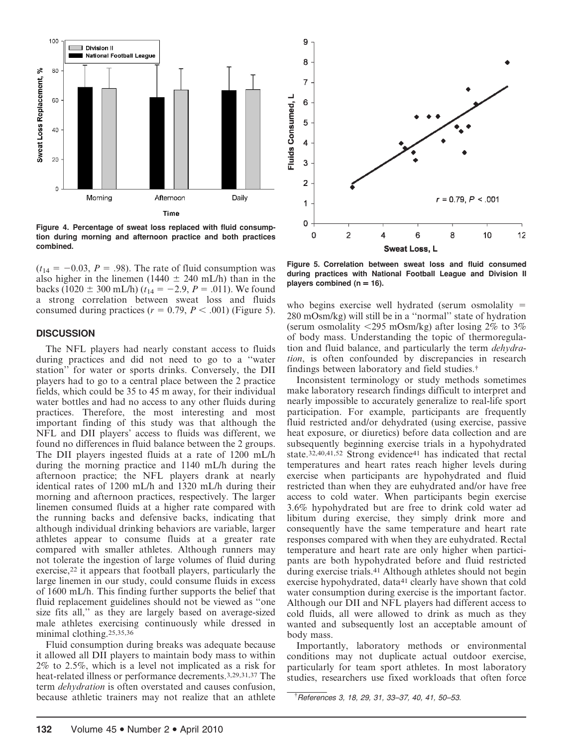Figure 4. Percentage of sweat loss replaced with fluid consumption during morning and afternoon practice and both practices combined.

Figure 5. Correlation between sweat loss and fluid consumed during practices with National Football League and Division II players combined (n = 16).

($t_{14} = -0.03$, $P = .98$). The rate of fluid consumption was also higher in the linemen (1440 ± 240 mL/h) than in the backs (1020 ± 300 mL/h) ($t_{14} = -2.9$, $P = .011$). We found a strong correlation between sweat loss and fluids consumed during practices ($r = 0.79$, $P < .001$) (Figure 5).

## DISCUSSION

The NFL players had nearly constant access to fluids during practices and did not need to go to a "water station" for water or sports drinks. Conversely, the DII players had to go to a central place between the 2 practice fields, which could be 35 to 45 m away, for their individual water bottles and had no access to any other fluids during practices. Therefore, the most interesting and most important finding of this study was that although the NFL and DII players' access to fluids was different, we found no differences in fluid balance between the 2 groups. The DII players ingested fluids at a rate of 1200 mL/h during the morning practice and 1140 mL/h during the afternoon practice; the NFL players drank at nearly identical rates of 1200 mL/h and 1320 mL/h during their morning and afternoon practices, respectively. The larger linemen consumed fluids at a higher rate compared with the running backs and defensive backs, indicating that although individual drinking behaviors are variable, larger athletes appear to consume fluids at a greater rate compared with smaller athletes. Although runners may not tolerate the ingestion of large volumes of fluid during exercise,[22] it appears that football players, particularly the large linemen in our study, could consume fluids in excess of 1600 mL/h. This finding further supports the belief that fluid replacement guidelines should not be viewed as "one size fits all," as they are largely based on average-sized male athletes exercising continuously while dressed in minimal clothing.[25,35,36]

Fluid consumption during breaks was adequate because it allowed all DII players to maintain body mass to within 2% to 2.5%, which is a level not implicated as a risk for heat-related illness or performance decrements.[3,29,31,37] The term *dehydration* is often overstated and causes confusion, because athletic trainers may not realize that an athlete who begins exercise well hydrated (serum osmolality = 280 mOsm/kg) will still be in a "normal" state of hydration (serum osmolality <295 mOsm/kg) after losing 2% to 3% of body mass. Understanding the topic of thermoregulation and fluid balance, and particularly the term *dehydration*, is often confounded by discrepancies in research findings between laboratory and field studies.[†]

Inconsistent terminology or study methods sometimes make laboratory research findings difficult to interpret and nearly impossible to accurately generalize to real-life sport participation. For example, participants are frequently fluid restricted and/or dehydrated (using exercise, passive heat exposure, or diuretics) before data collection and are subsequently beginning exercise trials in a hypohydrated state.[32,40,41,52] Strong evidence[41] has indicated that rectal temperatures and heart rates reach higher levels during exercise when participants are hypohydrated and fluid restricted than when they are euhydrated and/or have free access to cold water. When participants begin exercise 3.6% hypohydrated but are free to drink cold water ad libitum during exercise, they simply drink more and consequently have the same temperature and heart rate responses compared with when they are euhydrated. Rectal temperature and heart rate are only higher when participants are both hypohydrated before and fluid restricted during exercise trials.[41] Although athletes should not begin exercise hypohydrated, data[41] clearly have shown that cold water consumption during exercise is the important factor. Although our DII and NFL players had different access to cold fluids, all were allowed to drink as much as they wanted and subsequently lost an acceptable amount of body mass.

Importantly, laboratory methods or environmental conditions may not duplicate actual outdoor exercise, particularly for team sport athletes. In most laboratory studies, researchers use fixed workloads that often force

[†] References 3, 18, 29, 31, 33–37, 40, 41, 50–53.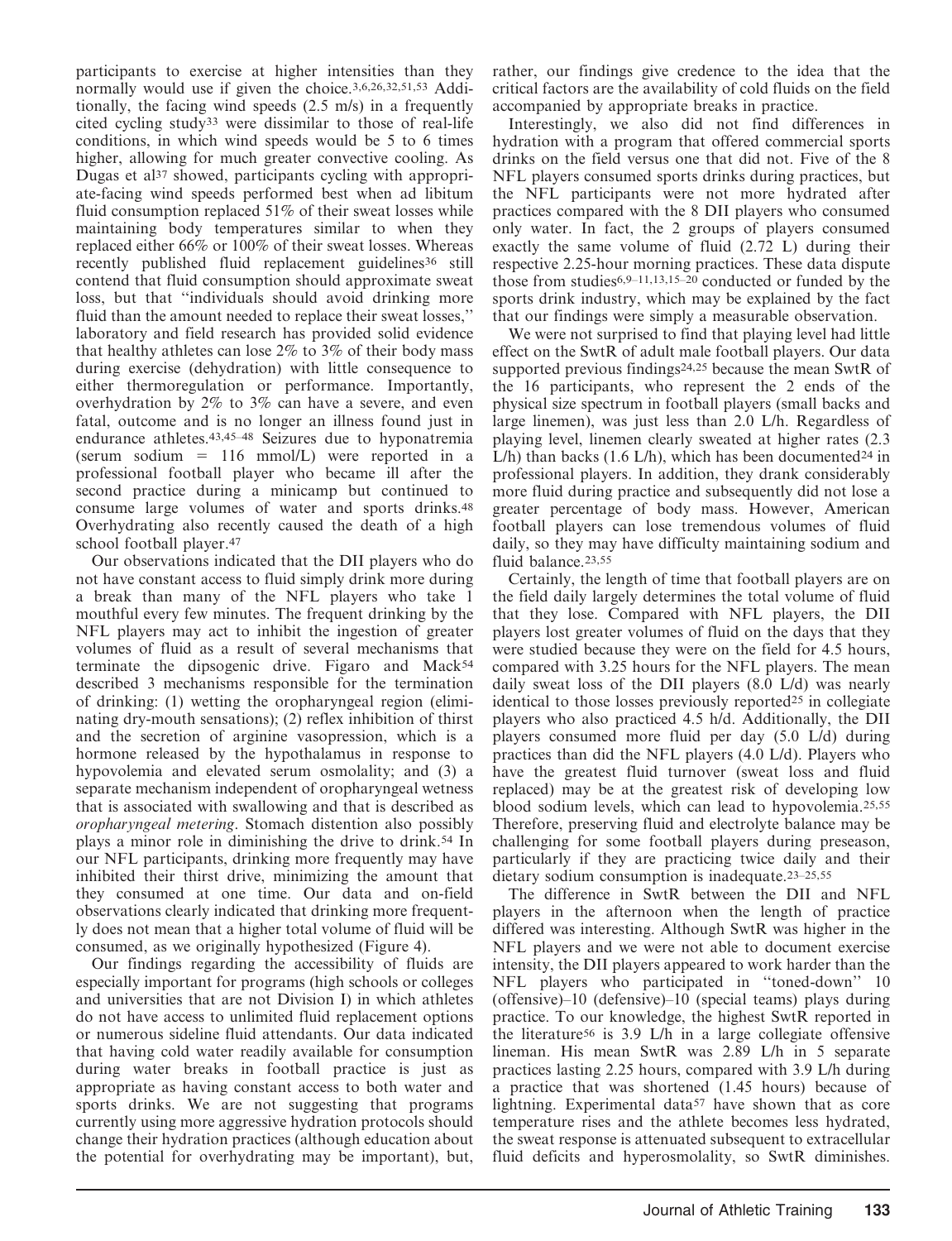participants to exercise at higher intensities than they normally would use if given the choice.[3,6,26,32,51,53] Additionally, the facing wind speeds (2.5 m/s) in a frequently cited cycling study[33] were dissimilar to those of real-life conditions, in which wind speeds would be 5 to 6 times higher, allowing for much greater convective cooling. As Dugas et al[37] showed, participants cycling with appropriate-facing wind speeds performed best when ad libitum fluid consumption replaced 51% of their sweat losses while maintaining body temperatures similar to when they replaced either 66% or 100% of their sweat losses. Whereas recently published fluid replacement guidelines[36] still contend that fluid consumption should approximate sweat loss, but that "individuals should avoid drinking more fluid than the amount needed to replace their sweat losses," laboratory and field research has provided solid evidence that healthy athletes can lose 2% to 3% of their body mass during exercise (dehydration) with little consequence to either thermoregulation or performance. Importantly, overhydration by 2% to 3% can have a severe, and even fatal, outcome and is no longer an illness found just in endurance athletes.[43,45–48] Seizures due to hyponatremia (serum sodium = 116 mmol/L) were reported in a professional football player who became ill after the second practice during a minicamp but continued to consume large volumes of water and sports drinks.[48] Overhydrating also recently caused the death of a high school football player.[47]

Our observations indicated that the DII players who do not have constant access to fluid simply drink more during a break than many of the NFL players who take 1 mouthful every few minutes. The frequent drinking by the NFL players may act to inhibit the ingestion of greater volumes of fluid as a result of several mechanisms that terminate the dipsogenic drive. Figaro and Mack[54] described 3 mechanisms responsible for the termination of drinking: (1) wetting the oropharyngeal region (eliminating dry-mouth sensations); (2) reflex inhibition of thirst and the secretion of arginine vasopression, which is a hormone released by the hypothalamus in response to hypovolemia and elevated serum osmolality; and (3) a separate mechanism independent of oropharyngeal wetness that is associated with swallowing and that is described as *oropharyngeal metering*. Stomach distention also possibly plays a minor role in diminishing the drive to drink.[54] In our NFL participants, drinking more frequently may have inhibited their thirst drive, minimizing the amount that they consumed at one time. Our data and on-field observations clearly indicated that drinking more frequently does not mean that a higher total volume of fluid will be consumed, as we originally hypothesized (Figure 4).

Our findings regarding the accessibility of fluids are especially important for programs (high schools or colleges and universities that are not Division I) in which athletes do not have access to unlimited fluid replacement options or numerous sideline fluid attendants. Our data indicated that having cold water readily available for consumption during water breaks in football practice is just as appropriate as having constant access to both water and sports drinks. We are not suggesting that programs currently using more aggressive hydration protocols should change their hydration practices (although education about the potential for overhydrating may be important), but, rather, our findings give credence to the idea that the critical factors are the availability of cold fluids on the field accompanied by appropriate breaks in practice.

Interestingly, we also did not find differences in hydration with a program that offered commercial sports drinks on the field versus one that did not. Five of the 8 NFL players consumed sports drinks during practices, but the NFL participants were not more hydrated after practices compared with the 8 DII players who consumed only water. In fact, the 2 groups of players consumed exactly the same volume of fluid (2.72 L) during their respective 2.25-hour morning practices. These data dispute those from studies[6,9–11,13,15–20] conducted or funded by the sports drink industry, which may be explained by the fact that our findings were simply a measurable observation.

We were not surprised to find that playing level had little effect on the SwtR of adult male football players. Our data supported previous findings[24,25] because the mean SwtR of the 16 participants, who represent the 2 ends of the physical size spectrum in football players (small backs and large linemen), was just less than 2.0 L/h. Regardless of playing level, linemen clearly sweated at higher rates (2.3 L/h) than backs (1.6 L/h), which has been documented[24] in professional players. In addition, they drank considerably more fluid during practice and subsequently did not lose a greater percentage of body mass. However, American football players can lose tremendous volumes of fluid daily, so they may have difficulty maintaining sodium and fluid balance.[23,55]

Certainly, the length of time that football players are on the field daily largely determines the total volume of fluid that they lose. Compared with NFL players, the DII players lost greater volumes of fluid on the days that they were studied because they were on the field for 4.5 hours, compared with 3.25 hours for the NFL players. The mean daily sweat loss of the DII players (8.0 L/d) was nearly identical to those losses previously reported[25] in collegiate players who also practiced 4.5 h/d. Additionally, the DII players consumed more fluid per day (5.0 L/d) during practices than did the NFL players (4.0 L/d). Players who have the greatest fluid turnover (sweat loss and fluid replaced) may be at the greatest risk of developing low blood sodium levels, which can lead to hypovolemia.[25,55] Therefore, preserving fluid and electrolyte balance may be challenging for some football players during preseason, particularly if they are practicing twice daily and their dietary sodium consumption is inadequate.[23–25,55]

The difference in SwtR between the DII and NFL players in the afternoon when the length of practice differed was interesting. Although SwtR was higher in the NFL players and we were not able to document exercise intensity, the DII players appeared to work harder than the NFL players who participated in "toned-down" 10 (offensive)–10 (defensive)–10 (special teams) plays during practice. To our knowledge, the highest SwtR reported in the literature[56] is 3.9 L/h in a large collegiate offensive lineman. His mean SwtR was 2.89 L/h in 5 separate practices lasting 2.25 hours, compared with 3.9 L/h during a practice that was shortened (1.45 hours) because of lightning. Experimental data[57] have shown that as core temperature rises and the athlete becomes less hydrated, the sweat response is attenuated subsequent to extracellular fluid deficits and hyperosmolality, so SwtR diminishes.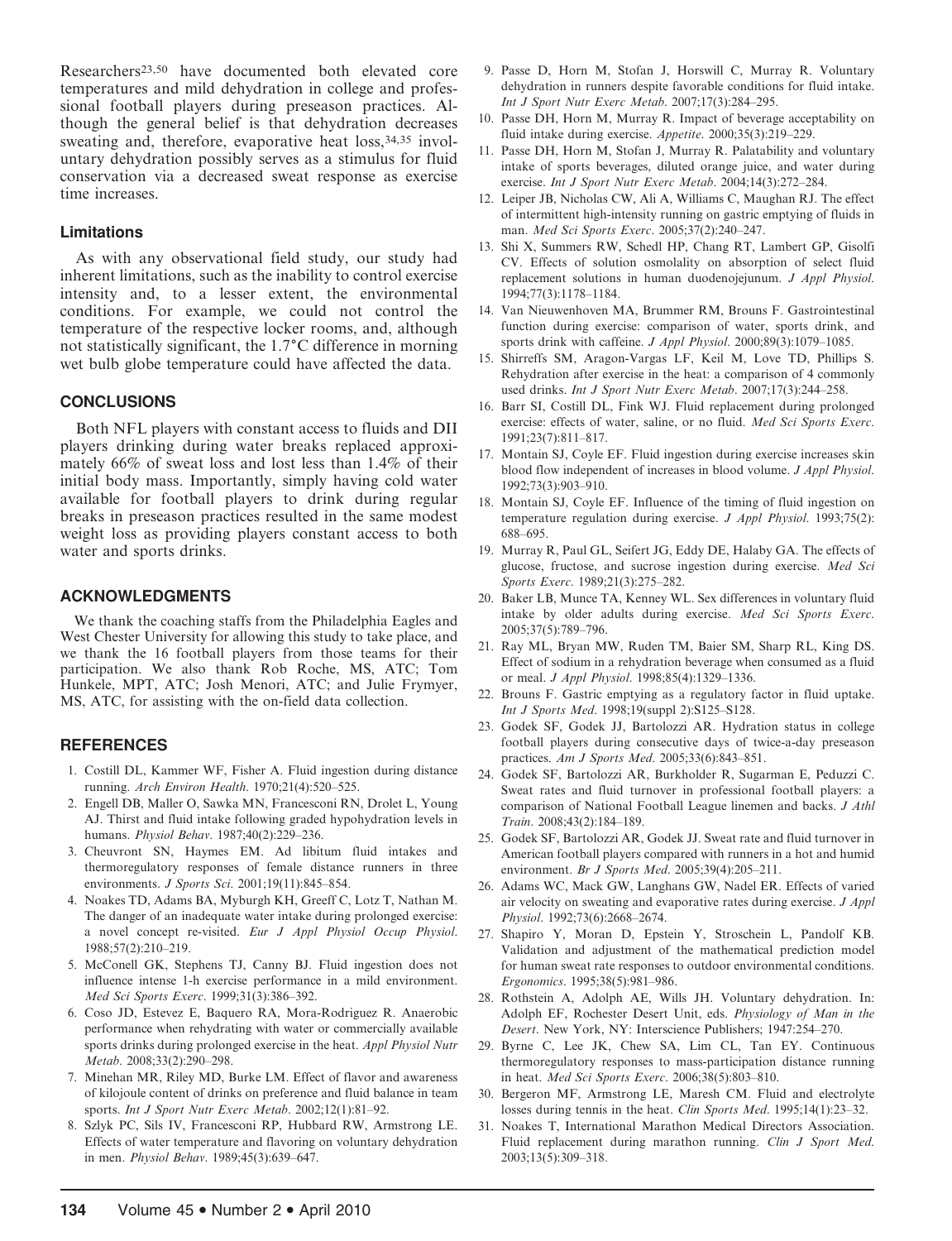Researchers[23,50] have documented both elevated core temperatures and mild dehydration in college and professional football players during preseason practices. Although the general belief is that dehydration decreases sweating and, therefore, evaporative heat loss,[34,35] involuntary dehydration possibly serves as a stimulus for fluid conservation via a decreased sweat response as exercise time increases.

### Limitations

As with any observational field study, our study had inherent limitations, such as the inability to control exercise intensity and, to a lesser extent, the environmental conditions. For example, we could not control the temperature of the respective locker rooms, and, although not statistically significant, the 1.7°C difference in morning wet bulb globe temperature could have affected the data.

## CONCLUSIONS

Both NFL players with constant access to fluids and DII players drinking during water breaks replaced approximately 66% of sweat loss and lost less than 1.4% of their initial body mass. Importantly, simply having cold water available for football players to drink during regular breaks in preseason practices resulted in the same modest weight loss as providing players constant access to both water and sports drinks.

## ACKNOWLEDGMENTS

We thank the coaching staffs from the Philadelphia Eagles and West Chester University for allowing this study to take place, and we thank the 16 football players from those teams for their participation. We also thank Rob Roche, MS, ATC; Tom Hunkele, MPT, ATC; Josh Menori, ATC; and Julie Frymyer, MS, ATC, for assisting with the on-field data collection.

## REFERENCES

1. Costill DL, Kammer WF, Fisher A. Fluid ingestion during distance running. *Arch Environ Health*. 1970;21(4):520–525.
2. Engell DB, Maller O, Sawka MN, Francesconi RN, Drolet L, Young AJ. Thirst and fluid intake following graded hypohydration levels in humans. *Physiol Behav*. 1987;40(2):229–236.
3. Cheuvront SN, Haymes EM. Ad libitum fluid intakes and thermoregulatory responses of female distance runners in three environments. *J Sports Sci*. 2001;19(11):845–854.
4. Noakes TD, Adams BA, Myburgh KH, Greeff C, Lotz T, Nathan M. The danger of an inadequate water intake during prolonged exercise: a novel concept re-visited. *Eur J Appl Physiol Occup Physiol*. 1988;57(2):210–219.
5. McConell GK, Stephens TJ, Canny BJ. Fluid ingestion does not influence intense 1-h exercise performance in a mild environment. *Med Sci Sports Exerc*. 1999;31(3):386–392.
6. Coso JD, Estevez E, Baquero RA, Mora-Rodriguez R. Anaerobic performance when rehydrating with water or commercially available sports drinks during prolonged exercise in the heat. *Appl Physiol Nutr Metab*. 2008;33(2):290–298.
7. Minehan MR, Riley MD, Burke LM. Effect of flavor and awareness of kilojoule content of drinks on preference and fluid balance in team sports. *Int J Sport Nutr Exerc Metab*. 2002;12(1):81–92.
8. Szlyk PC, Sils IV, Francesconi RP, Hubbard RW, Armstrong LE. Effects of water temperature and flavoring on voluntary dehydration in men. *Physiol Behav*. 1989;45(3):639–647.
9. Passe D, Horn M, Stofan J, Horswill C, Murray R. Voluntary dehydration in runners despite favorable conditions for fluid intake. *Int J Sport Nutr Exerc Metab*. 2007;17(3):284–295.
10. Passe DH, Horn M, Murray R. Impact of beverage acceptability on fluid intake during exercise. *Appetite*. 2000;35(3):219–229.
11. Passe DH, Horn M, Stofan J, Murray R. Palatability and voluntary intake of sports beverages, diluted orange juice, and water during exercise. *Int J Sport Nutr Exerc Metab*. 2004;14(3):272–284.
12. Leiper JB, Nicholas CW, Ali A, Williams C, Maughan RJ. The effect of intermittent high-intensity running on gastric emptying of fluids in man. *Med Sci Sports Exerc*. 2005;37(2):240–247.
13. Shi X, Summers RW, Schedl HP, Chang RT, Lambert GP, Gisolfi CV. Effects of solution osmolality on absorption of select fluid replacement solutions in human duodenojejunum. *J Appl Physiol*. 1994;77(3):1178–1184.
14. Van Nieuwenhoven MA, Brummer RM, Brouns F. Gastrointestinal function during exercise: comparison of water, sports drink, and sports drink with caffeine. *J Appl Physiol*. 2000;89(3):1079–1085.
15. Shirreffs SM, Aragon-Vargas LF, Keil M, Love TD, Phillips S. Rehydration after exercise in the heat: a comparison of 4 commonly used drinks. *Int J Sport Nutr Exerc Metab*. 2007;17(3):244–258.
16. Barr SI, Costill DL, Fink WJ. Fluid replacement during prolonged exercise: effects of water, saline, or no fluid. *Med Sci Sports Exerc*. 1991;23(7):811–817.
17. Montain SJ, Coyle EF. Fluid ingestion during exercise increases skin blood flow independent of increases in blood volume. *J Appl Physiol*. 1992;73(3):903–910.
18. Montain SJ, Coyle EF. Influence of the timing of fluid ingestion on temperature regulation during exercise. *J Appl Physiol*. 1993;75(2): 688–695.
19. Murray R, Paul GL, Seifert JG, Eddy DE, Halaby GA. The effects of glucose, fructose, and sucrose ingestion during exercise. *Med Sci Sports Exerc*. 1989;21(3):275–282.
20. Baker LB, Munce TA, Kenney WL. Sex differences in voluntary fluid intake by older adults during exercise. *Med Sci Sports Exerc*. 2005;37(5):789–796.
21. Ray ML, Bryan MW, Ruden TM, Baier SM, Sharp RL, King DS. Effect of sodium in a rehydration beverage when consumed as a fluid or meal. *J Appl Physiol*. 1998;85(4):1329–1336.
22. Brouns F. Gastric emptying as a regulatory factor in fluid uptake. *Int J Sports Med*. 1998;19(suppl 2):S125–S128.
23. Godek SF, Godek JJ, Bartolozzi AR. Hydration status in college football players during consecutive days of twice-a-day preseason practices. *Am J Sports Med*. 2005;33(6):843–851.
24. Godek SF, Bartolozzi AR, Burkholder R, Sugarman E, Peduzzi C. Sweat rates and fluid turnover in professional football players: a comparison of National Football League linemen and backs. *J Athl Train*. 2008;43(2):184–189.
25. Godek SF, Bartolozzi AR, Godek JJ. Sweat rate and fluid turnover in American football players compared with runners in a hot and humid environment. *Br J Sports Med*. 2005;39(4):205–211.
26. Adams WC, Mack GW, Langhans GW, Nadel ER. Effects of varied air velocity on sweating and evaporative rates during exercise. *J Appl Physiol*. 1992;73(6):2668–2674.
27. Shapiro Y, Moran D, Epstein Y, Stroschein L, Pandolf KB. Validation and adjustment of the mathematical prediction model for human sweat rate responses to outdoor environmental conditions. *Ergonomics*. 1995;38(5):981–986.
28. Rothstein A, Adolph AE, Wills JH. Voluntary dehydration. In: Adolph EF, Rochester Desert Unit, eds. *Physiology of Man in the Desert*. New York, NY: Interscience Publishers; 1947:254–270.
29. Byrne C, Lee JK, Chew SA, Lim CL, Tan EY. Continuous thermoregulatory responses to mass-participation distance running in heat. *Med Sci Sports Exerc*. 2006;38(5):803–810.
30. Bergeron MF, Armstrong LE, Maresh CM. Fluid and electrolyte losses during tennis in the heat. *Clin Sports Med*. 1995;14(1):23–32.
31. Noakes T, International Marathon Medical Directors Association. Fluid replacement during marathon running. *Clin J Sport Med*. 2003;13(5):309–318.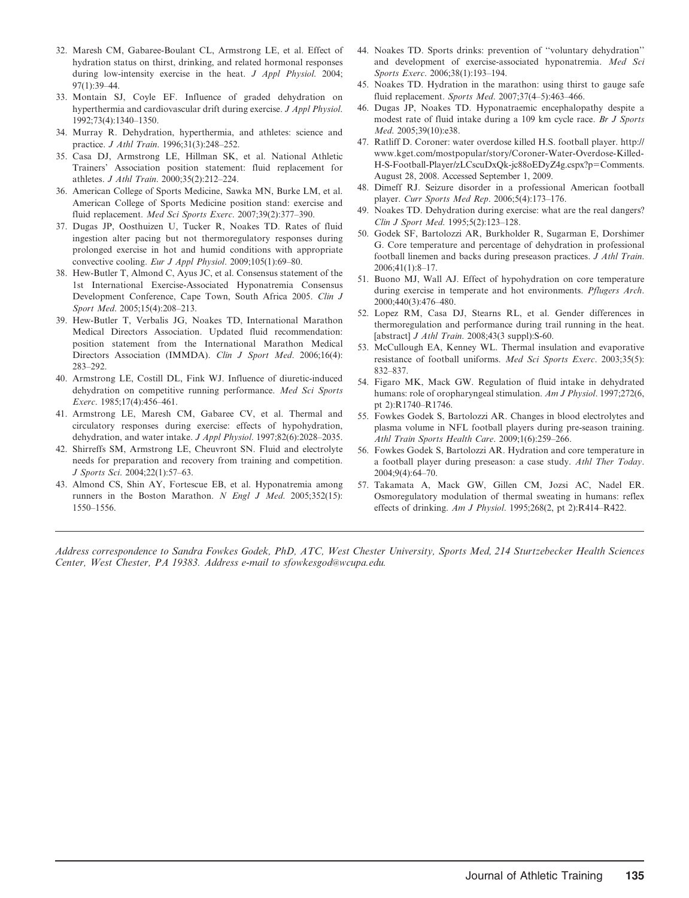32. Maresh CM, Gabaree-Boulant CL, Armstrong LE, et al. Effect of hydration status on thirst, drinking, and related hormonal responses during low-intensity exercise in the heat. *J Appl Physiol*. 2004;97(1):39–44.
33. Montain SJ, Coyle EF. Influence of graded dehydration on hyperthermia and cardiovascular drift during exercise. *J Appl Physiol*. 1992;73(4):1340–1350.
34. Murray R. Dehydration, hyperthermia, and athletes: science and practice. *J Athl Train*. 1996;31(3):248–252.
35. Casa DJ, Armstrong LE, Hillman SK, et al. National Athletic Trainers' Association position statement: fluid replacement for athletes. *J Athl Train*. 2000;35(2):212–224.
36. American College of Sports Medicine, Sawka MN, Burke LM, et al. American College of Sports Medicine position stand: exercise and fluid replacement. *Med Sci Sports Exerc*. 2007;39(2):377–390.
37. Dugas JP, Oosthuizen U, Tucker R, Noakes TD. Rates of fluid ingestion alter pacing but not thermoregulatory responses during prolonged exercise in hot and humid conditions with appropriate convective cooling. *Eur J Appl Physiol*. 2009;105(1):69–80.
38. Hew-Butler T, Almond C, Ayus JC, et al. Consensus statement of the 1st International Exercise-Associated Hyponatremia Consensus Development Conference, Cape Town, South Africa 2005. *Clin J Sport Med*. 2005;15(4):208–213.
39. Hew-Butler T, Verbalis JG, Noakes TD, International Marathon Medical Directors Association. Updated fluid recommendation: position statement from the International Marathon Medical Directors Association (IMMDA). *Clin J Sport Med*. 2006;16(4):283–292.
40. Armstrong LE, Costill DL, Fink WJ. Influence of diuretic-induced dehydration on competitive running performance. *Med Sci Sports Exerc*. 1985;17(4):456–461.
41. Armstrong LE, Maresh CM, Gabaree CV, et al. Thermal and circulatory responses during exercise: effects of hypohydration, dehydration, and water intake. *J Appl Physiol*. 1997;82(6):2028–2035.
42. Shirreffs SM, Armstrong LE, Cheuvront SN. Fluid and electrolyte needs for preparation and recovery from training and competition. *J Sports Sci*. 2004;22(1):57–63.
43. Almond CS, Shin AY, Fortescue EB, et al. Hyponatremia among runners in the Boston Marathon. *N Engl J Med*. 2005;352(15):1550–1556.
44. Noakes TD. Sports drinks: prevention of ''voluntary dehydration'' and development of exercise-associated hyponatremia. *Med Sci Sports Exerc*. 2006;38(1):193–194.
45. Noakes TD. Hydration in the marathon: using thirst to gauge safe fluid replacement. *Sports Med*. 2007;37(4–5):463–466.
46. Dugas JP, Noakes TD. Hyponatraemic encephalopathy despite a modest rate of fluid intake during a 109 km cycle race. *Br J Sports Med*. 2005;39(10):e38.
47. Ratliff D. Coroner: water overdose killed H.S. football player. http://www.kget.com/mostpopular/story/Coroner-Water-Overdose-Killed-H-S-Football-Player/zLCscuDxQk-jc88oEDyZ4g.cspx?p=Comments. August 28, 2008. Accessed September 1, 2009.
48. Dimeff RJ. Seizure disorder in a professional American football player. *Curr Sports Med Rep*. 2006;5(4):173–176.
49. Noakes TD. Dehydration during exercise: what are the real dangers? *Clin J Sport Med*. 1995;5(2):123–128.
50. Godek SF, Bartolozzi AR, Burkholder R, Sugarman E, Dorshimer G. Core temperature and percentage of dehydration in professional football linemen and backs during preseason practices. *J Athl Train*. 2006;41(1):8–17.
51. Buono MJ, Wall AJ. Effect of hypohydration on core temperature during exercise in temperate and hot environments. *Pflugers Arch*. 2000;440(3):476–480.
52. Lopez RM, Casa DJ, Stearns RL, et al. Gender differences in thermoregulation and performance during trail running in the heat. [abstract] *J Athl Train*. 2008;43(3 suppl):S-60.
53. McCullough EA, Kenney WL. Thermal insulation and evaporative resistance of football uniforms. *Med Sci Sports Exerc*. 2003;35(5):832–837.
54. Figaro MK, Mack GW. Regulation of fluid intake in dehydrated humans: role of oropharyngeal stimulation. *Am J Physiol*. 1997;272(6, pt 2):R1740–R1746.
55. Fowkes Godek S, Bartolozzi AR. Changes in blood electrolytes and plasma volume in NFL football players during pre-season training. *Athl Train Sports Health Care*. 2009;1(6):259–266.
56. Fowkes Godek S, Bartolozzi AR. Hydration and core temperature in a football player during preseason: a case study. *Athl Ther Today*. 2004;9(4):64–70.
57. Takamata A, Mack GW, Gillen CM, Jozsi AC, Nadel ER. Osmoregulatory modulation of thermal sweating in humans: reflex effects of drinking. *Am J Physiol*. 1995;268(2, pt 2):R414–R422.

*Address correspondence to Sandra Fowkes Godek, PhD, ATC, West Chester University, Sports Med, 214 Sturtzebecker Health Sciences Center, West Chester, PA 19383. Address e-mail to sfowkesgod@wcupa.edu.*